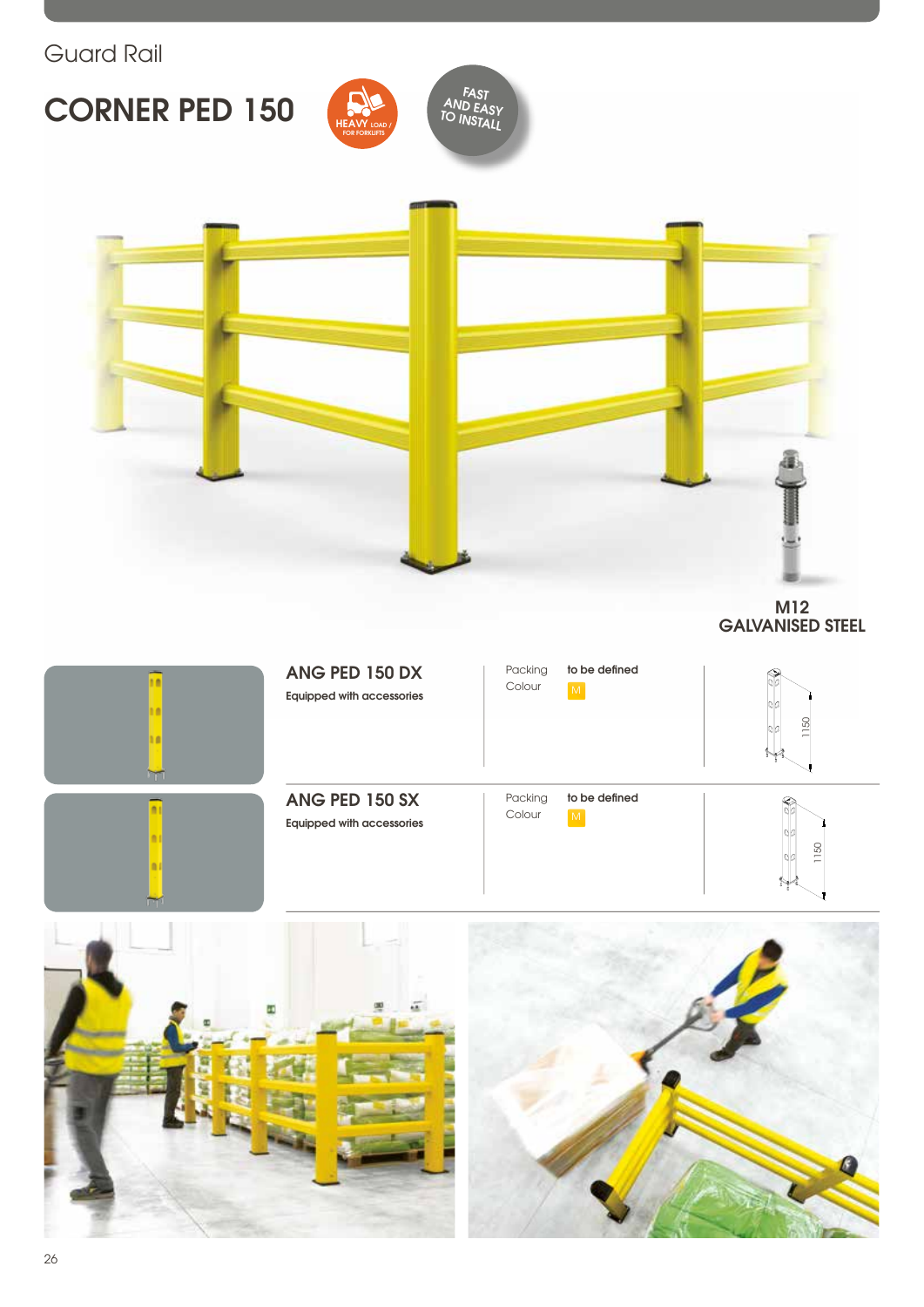Guard Rail

# CORNER PED 150

HEAVY LOAD / FOR FORKLIFTS

FAST AND EASY TO INSTALL

**M12 GALVANISED STEEL**

## ANG PED 150 DX

Equipped with accessories

| Packing | to be defined |
|---|---|
| Colour | M |

1150

## ANG PED 150 SX

Equipped with accessories

| Packing | to be defined |
|---|---|
| Colour | M |

1150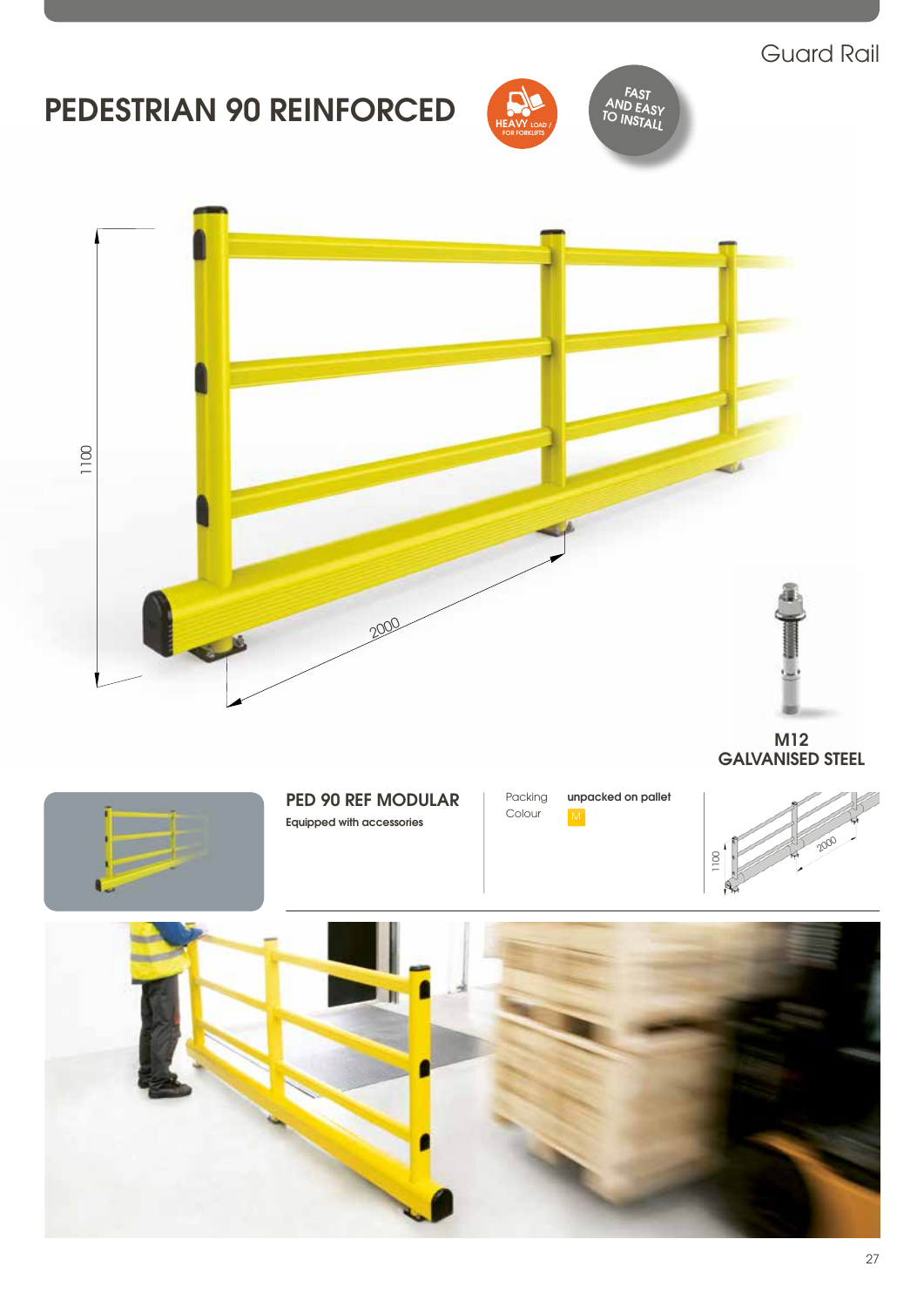Guard Rail

# PEDESTRIAN 90 REINFORCED

HEAVY LOAD / FOR FORKLIFTS

FAST AND EASY TO INSTALL

1100

2000

**M12**
**GALVANISED STEEL**

## PED 90 REF MODULAR

Equipped with accessories

| Packing | unpacked on pallet |
|---|---|
| Colour | M |

1100

2000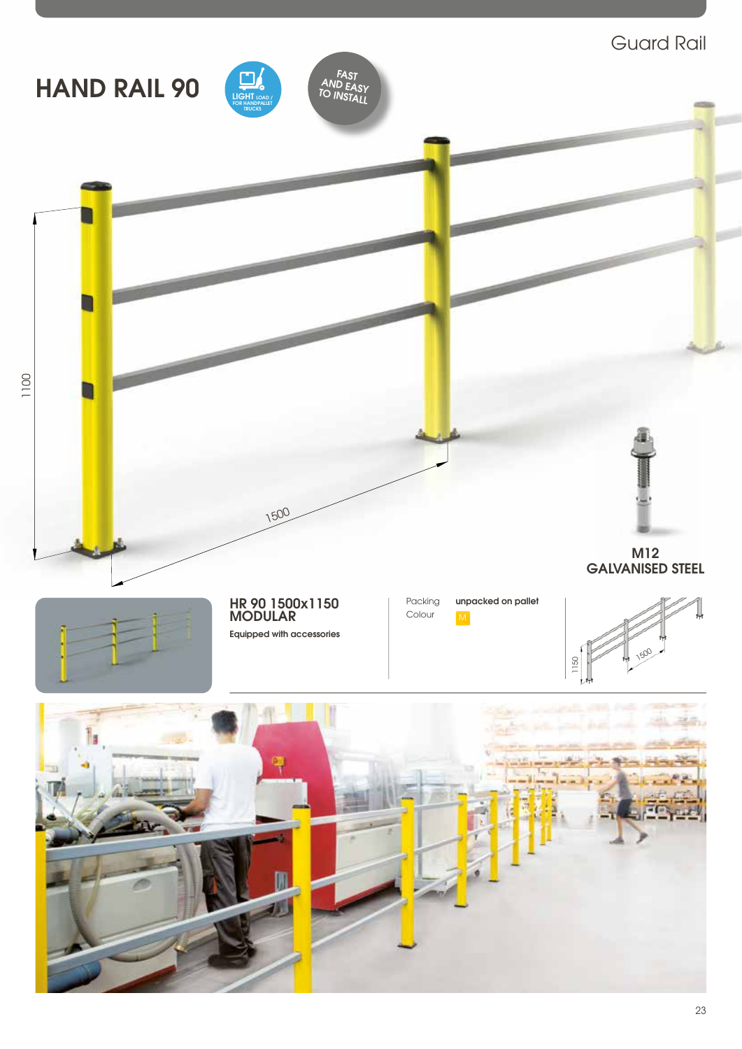Guard Rail

# HAND RAIL 90

LIGHT LOAD / FOR HANDPALLET TRUCKS

FAST AND EASY TO INSTALL

1100

1500

**M12 GALVANISED STEEL**

**HR 90 1500x1150 MODULAR**

**Equipped with accessories**

| | |
|---|---|
| Packing | **unpacked on pallet** |
| Colour | M |

1150

1500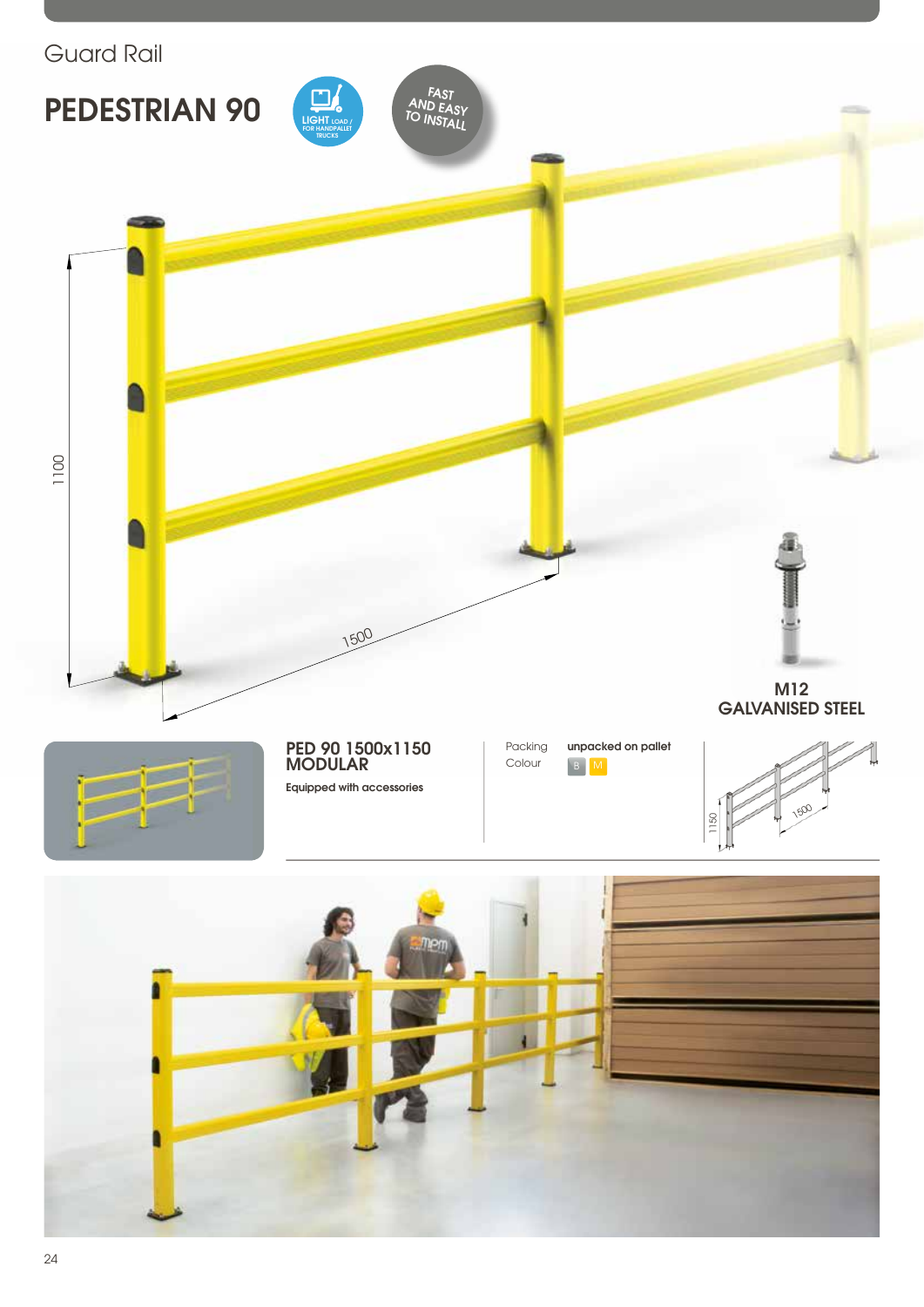Guard Rail

# PEDESTRIAN 90

LIGHT LOAD / FOR HANDPALLET TRUCKS

FAST AND EASY TO INSTALL

1100

1500

**M12**
**GALVANISED STEEL**

**PED 90 1500x1150**
**MODULAR**

**Equipped with accessories**

| Packing | unpacked on pallet |
| --- | --- |
| Colour | B M |

1150

1500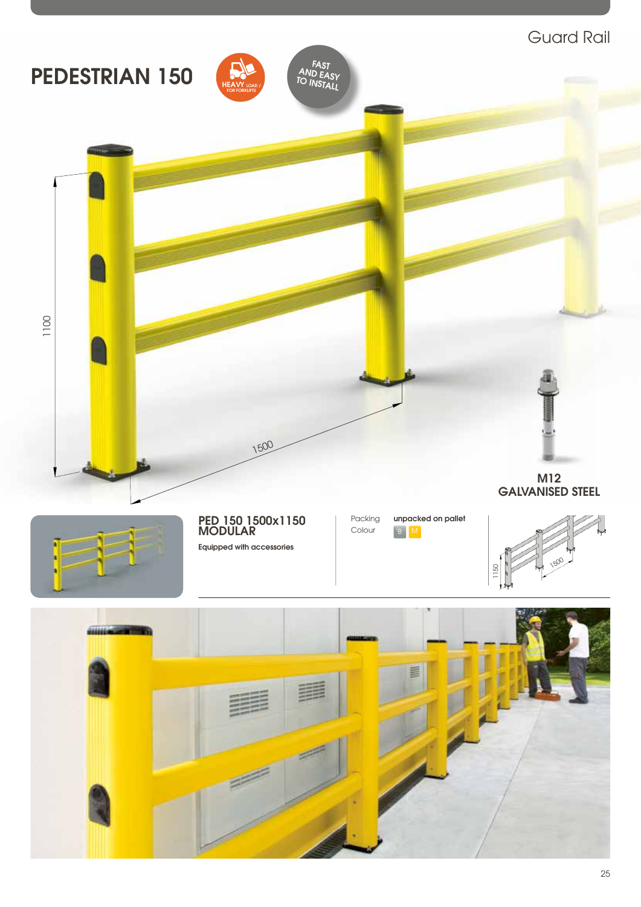Guard Rail

# PEDESTRIAN 150

HEAVY LOAD / FOR FORKLIFTS

FAST AND EASY TO INSTALL

1100

1500

**M12**
**GALVANISED STEEL**

## PED 150 1500x1150 MODULAR

Equipped with accessories

| | |
|---|---|
| Packing | **unpacked on pallet** |
| Colour | B M |

1150

1500